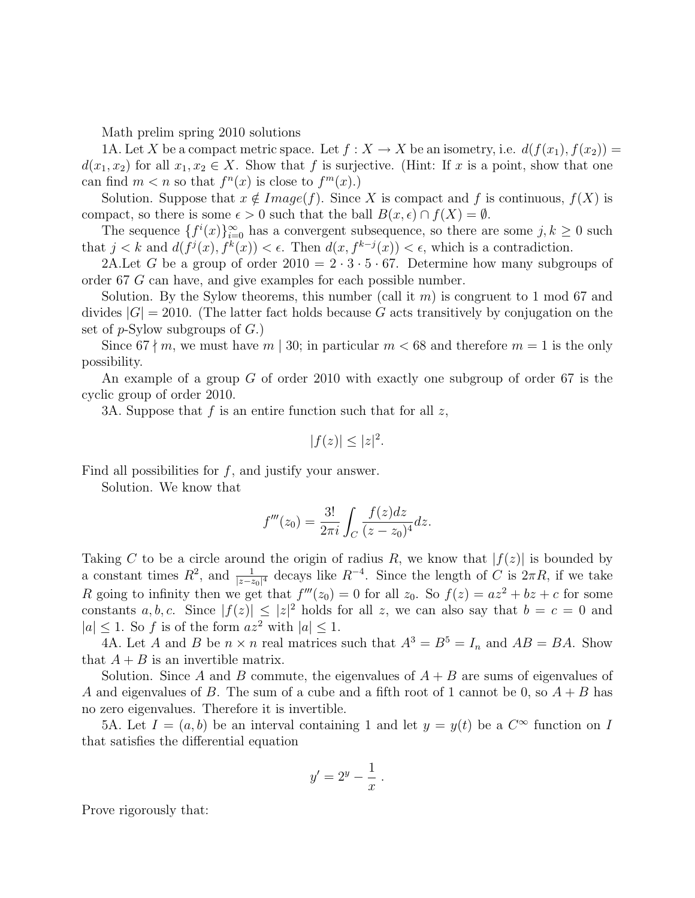Math prelim spring 2010 solutions

1A. Let $X$ be a compact metric space. Let $f : X \to X$ be an isometry, i.e. $d(f(x_1), f(x_2)) = d(x_1, x_2)$ for all $x_1, x_2 \in X$. Show that $f$ is surjective. (Hint: If $x$ is a point, show that one can find $m < n$ so that $f^n(x)$ is close to $f^m(x)$.)

Solution. Suppose that $x \notin Image(f)$. Since $X$ is compact and $f$ is continuous, $f(X)$ is compact, so there is some $\epsilon > 0$ such that the ball $B(x, \epsilon) \cap f(X) = \emptyset$.

The sequence $\{f^i(x)\}_{i=0}^{\infty}$ has a convergent subsequence, so there are some $j, k \geq 0$ such that $j < k$ and $d(f^j(x), f^k(x)) < \epsilon$. Then $d(x, f^{k-j}(x)) < \epsilon$, which is a contradiction.

2A.Let $G$ be a group of order $2010 = 2 \cdot 3 \cdot 5 \cdot 67$. Determine how many subgroups of order 67 $G$ can have, and give examples for each possible number.

Solution. By the Sylow theorems, this number (call it $m$) is congruent to 1 mod 67 and divides $|G| = 2010$. (The latter fact holds because $G$ acts transitively by conjugation on the set of $p$-Sylow subgroups of $G$.)

Since $67 \nmid m$, we must have $m \mid 30$; in particular $m < 68$ and therefore $m = 1$ is the only possibility.

An example of a group $G$ of order 2010 with exactly one subgroup of order 67 is the cyclic group of order 2010.

3A. Suppose that $f$ is an entire function such that for all $z$,

$$|f(z)| \leq |z|^2.$$

Find all possibilities for $f$, and justify your answer.

Solution. We know that

$$f'''(z_0) = \frac{3!}{2\pi i} \int_C \frac{f(z)dz}{(z - z_0)^4} dz.$$

Taking $C$ to be a circle around the origin of radius $R$, we know that $|f(z)|$ is bounded by a constant times $R^2$, and $\frac{1}{|z-z_0|^4}$ decays like $R^{-4}$. Since the length of $C$ is $2\pi R$, if we take $R$ going to infinity then we get that $f'''(z_0) = 0$ for all $z_0$. So $f(z) = az^2 + bz + c$ for some constants $a, b, c$. Since $|f(z)| \leq |z|^2$ holds for all $z$, we can also say that $b = c = 0$ and $|a| \leq 1$. So $f$ is of the form $az^2$ with $|a| \leq 1$.

4A. Let $A$ and $B$ be $n \times n$ real matrices such that $A^3 = B^5 = I_n$ and $AB = BA$. Show that $A + B$ is an invertible matrix.

Solution. Since $A$ and $B$ commute, the eigenvalues of $A + B$ are sums of eigenvalues of $A$ and eigenvalues of $B$. The sum of a cube and a fifth root of 1 cannot be 0, so $A + B$ has no zero eigenvalues. Therefore it is invertible.

5A. Let $I = (a, b)$ be an interval containing 1 and let $y = y(t)$ be a $C^\infty$ function on $I$ that satisfies the differential equation

$$y' = 2^y - \frac{1}{x}.$$

Prove rigorously that: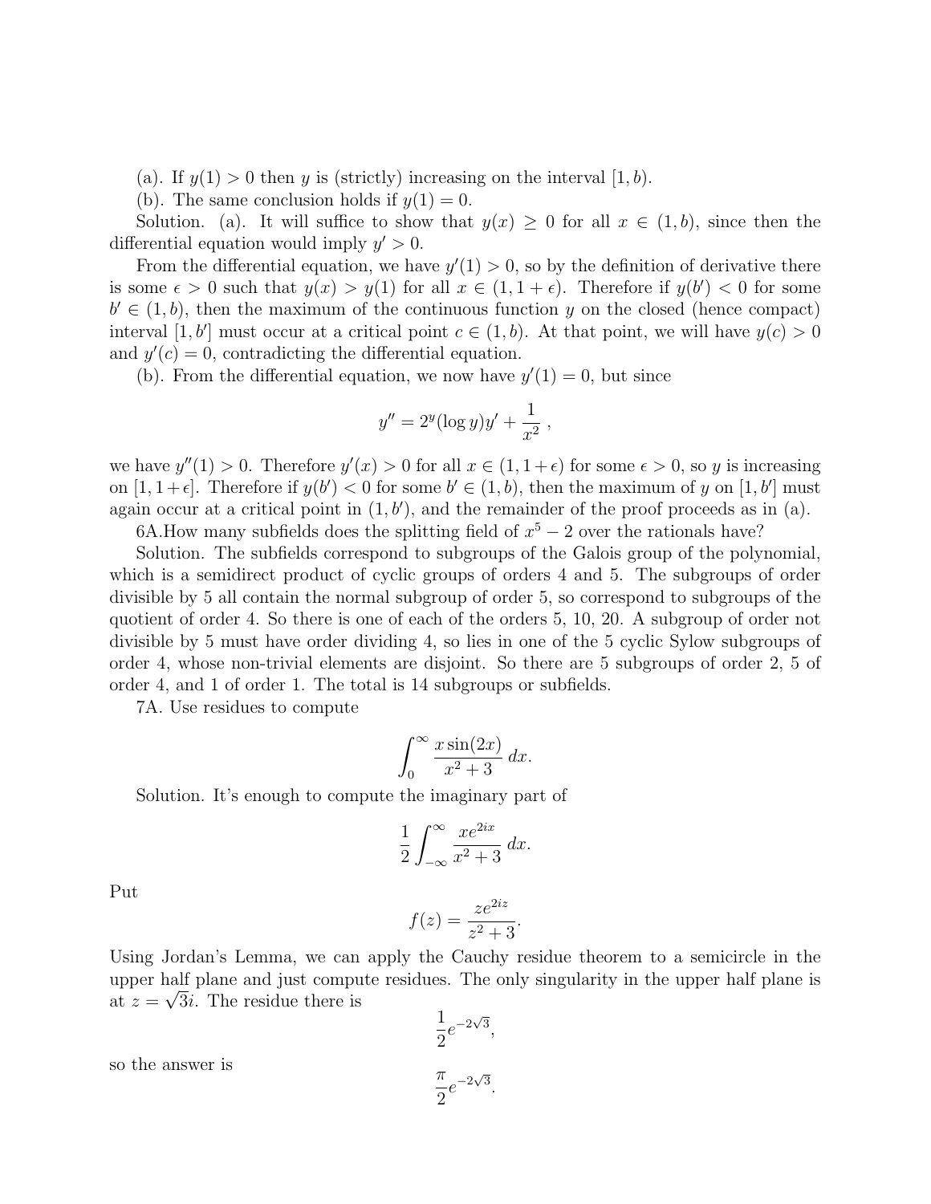(a). If $y(1) > 0$ then $y$ is (strictly) increasing on the interval $[1, b)$.

(b). The same conclusion holds if $y(1) = 0$.

Solution. (a). It will suffice to show that $y(x) \geq 0$ for all $x \in (1, b)$, since then the differential equation would imply $y' > 0$.

From the differential equation, we have $y'(1) > 0$, so by the definition of derivative there is some $\epsilon > 0$ such that $y(x) > y(1)$ for all $x \in (1, 1 + \epsilon)$. Therefore if $y(b') < 0$ for some $b' \in (1, b)$, then the maximum of the continuous function $y$ on the closed (hence compact) interval $[1, b']$ must occur at a critical point $c \in (1, b)$. At that point, we will have $y(c) > 0$ and $y'(c) = 0$, contradicting the differential equation.

(b). From the differential equation, we now have $y'(1) = 0$, but since

$$y'' = 2^y (\log y) y' + \frac{1}{x^2} \ ,$$

we have $y''(1) > 0$. Therefore $y'(x) > 0$ for all $x \in (1, 1+\epsilon)$ for some $\epsilon > 0$, so $y$ is increasing on $[1, 1+\epsilon]$. Therefore if $y(b') < 0$ for some $b' \in (1, b)$, then the maximum of $y$ on $[1, b']$ must again occur at a critical point in $(1, b')$, and the remainder of the proof proceeds as in (a).

6A.How many subfields does the splitting field of $x^5 - 2$ over the rationals have?

Solution. The subfields correspond to subgroups of the Galois group of the polynomial, which is a semidirect product of cyclic groups of orders 4 and 5. The subgroups of order divisible by 5 all contain the normal subgroup of order 5, so correspond to subgroups of the quotient of order 4. So there is one of each of the orders 5, 10, 20. A subgroup of order not divisible by 5 must have order dividing 4, so lies in one of the 5 cyclic Sylow subgroups of order 4, whose non-trivial elements are disjoint. So there are 5 subgroups of order 2, 5 of order 4, and 1 of order 1. The total is 14 subgroups or subfields.

7A. Use residues to compute

$$\int_0^\infty \frac{x \sin(2x)}{x^2 + 3} \, dx.$$

Solution. It's enough to compute the imaginary part of

$$\frac{1}{2} \int_{-\infty}^\infty \frac{x e^{2ix}}{x^2 + 3} \, dx.$$

Put

$$f(z) = \frac{z e^{2iz}}{z^2 + 3}.$$

Using Jordan's Lemma, we can apply the Cauchy residue theorem to a semicircle in the upper half plane and just compute residues. The only singularity in the upper half plane is at $z = \sqrt{3}i$. The residue there is

$$\frac{1}{2} e^{-2\sqrt{3}},$$

so the answer is

$$\frac{\pi}{2} e^{-2\sqrt{3}}.$$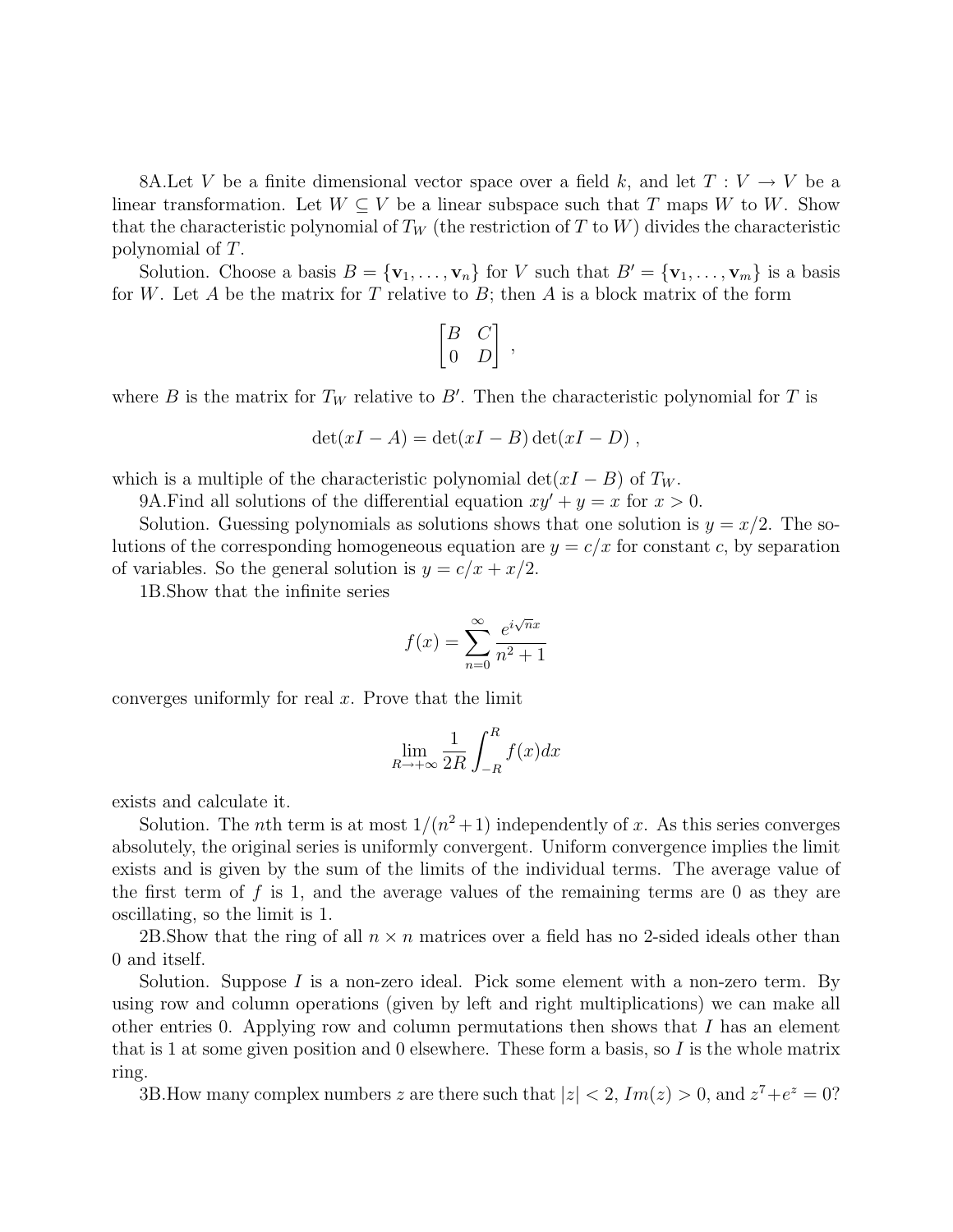8A.Let $V$ be a finite dimensional vector space over a field $k$, and let $T : V \to V$ be a linear transformation. Let $W \subseteq V$ be a linear subspace such that $T$ maps $W$ to $W$. Show that the characteristic polynomial of $T_W$ (the restriction of $T$ to $W$) divides the characteristic polynomial of $T$.

Solution. Choose a basis $B = \{\mathbf{v}_1, \ldots, \mathbf{v}_n\}$ for $V$ such that $B' = \{\mathbf{v}_1, \ldots, \mathbf{v}_m\}$ is a basis for $W$. Let $A$ be the matrix for $T$ relative to $B$; then $A$ is a block matrix of the form

$$\begin{bmatrix} B & C \\ 0 & D \end{bmatrix} ,$$

where $B$ is the matrix for $T_W$ relative to $B'$. Then the characteristic polynomial for $T$ is

$$\det(xI - A) = \det(xI - B)\det(xI - D) ,$$

which is a multiple of the characteristic polynomial $\det(xI - B)$ of $T_W$.

9A.Find all solutions of the differential equation $xy' + y = x$ for $x > 0$.

Solution. Guessing polynomials as solutions shows that one solution is $y = x/2$. The solutions of the corresponding homogeneous equation are $y = c/x$ for constant $c$, by separation of variables. So the general solution is $y = c/x + x/2$.

1B.Show that the infinite series

$$f(x) = \sum_{n=0}^{\infty} \frac{e^{i\sqrt{n}x}}{n^2 + 1}$$

converges uniformly for real $x$. Prove that the limit

$$\lim_{R \to +\infty} \frac{1}{2R} \int_{-R}^{R} f(x)dx$$

exists and calculate it.

Solution. The $n$th term is at most $1/(n^2+1)$ independently of $x$. As this series converges absolutely, the original series is uniformly convergent. Uniform convergence implies the limit exists and is given by the sum of the limits of the individual terms. The average value of the first term of $f$ is 1, and the average values of the remaining terms are 0 as they are oscillating, so the limit is 1.

2B.Show that the ring of all $n \times n$ matrices over a field has no 2-sided ideals other than 0 and itself.

Solution. Suppose $I$ is a non-zero ideal. Pick some element with a non-zero term. By using row and column operations (given by left and right multiplications) we can make all other entries 0. Applying row and column permutations then shows that $I$ has an element that is 1 at some given position and 0 elsewhere. These form a basis, so $I$ is the whole matrix ring.

3B.How many complex numbers $z$ are there such that $|z| < 2$, $Im(z) > 0$, and $z^7 + e^z = 0$?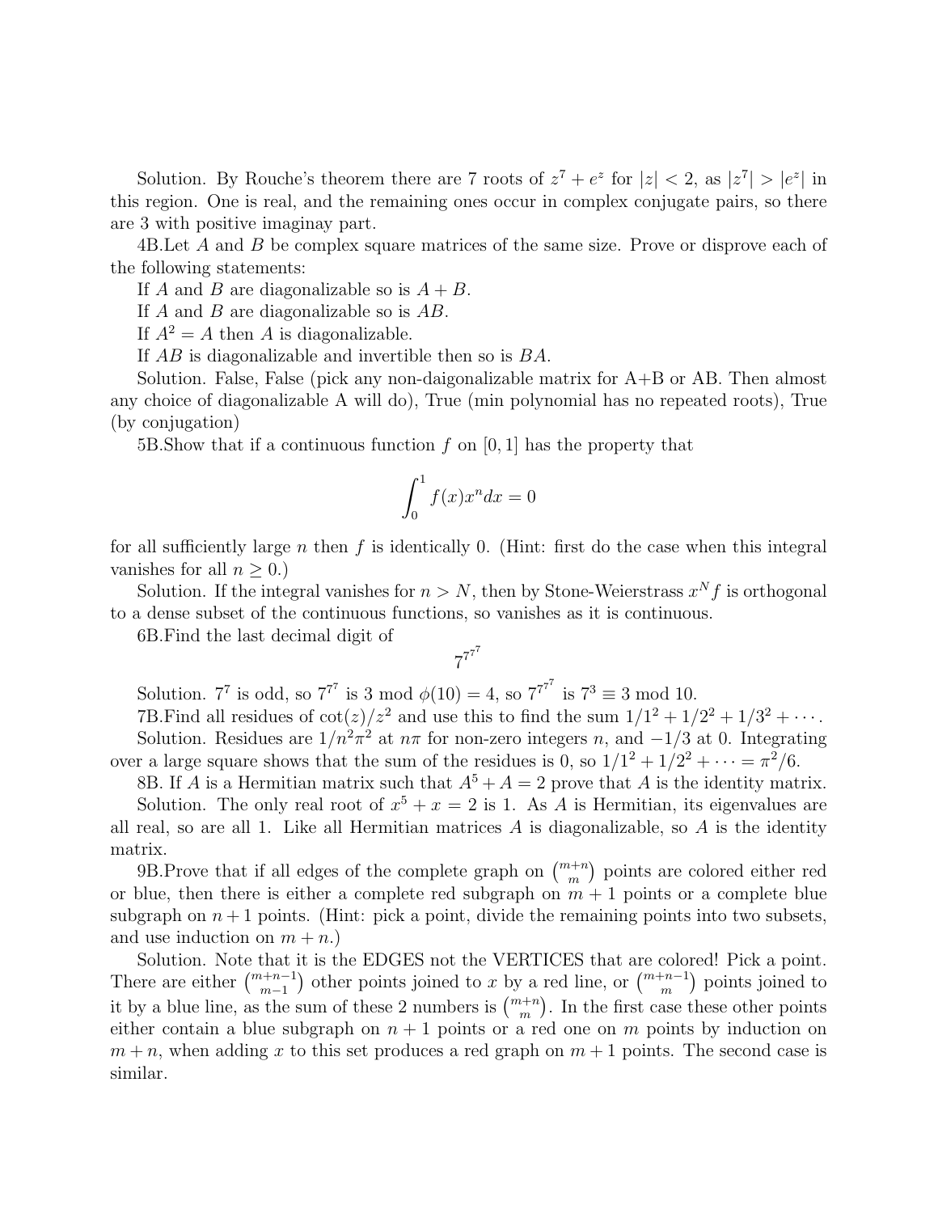Solution. By Rouche's theorem there are 7 roots of $z^7 + e^z$ for $|z| < 2$, as $|z^7| > |e^z|$ in this region. One is real, and the remaining ones occur in complex conjugate pairs, so there are 3 with positive imaginay part.

4B.Let $A$ and $B$ be complex square matrices of the same size. Prove or disprove each of the following statements:

If $A$ and $B$ are diagonalizable so is $A + B$.

If $A$ and $B$ are diagonalizable so is $AB$.

If $A^2 = A$ then $A$ is diagonalizable.

If $AB$ is diagonalizable and invertible then so is $BA$.

Solution. False, False (pick any non-daigonalizable matrix for A+B or AB. Then almost any choice of diagonalizable A will do), True (min polynomial has no repeated roots), True (by conjugation)

5B.Show that if a continuous function $f$ on $[0, 1]$ has the property that

$$\int_0^1 f(x)x^n dx = 0$$

for all sufficiently large $n$ then $f$ is identically 0. (Hint: first do the case when this integral vanishes for all $n \geq 0$.)

Solution. If the integral vanishes for $n > N$, then by Stone-Weierstrass $x^N f$ is orthogonal to a dense subset of the continuous functions, so vanishes as it is continuous.

6B.Find the last decimal digit of

$$7^{7^{7^7}}$$

Solution. $7^7$ is odd, so $7^{7^7}$ is 3 mod $\phi(10) = 4$, so $7^{7^{7^7}}$ is $7^3 \equiv 3$ mod 10.

7B.Find all residues of $\cot(z)/z^2$ and use this to find the sum $1/1^2 + 1/2^2 + 1/3^2 + \cdots$.

Solution. Residues are $1/n^2\pi^2$ at $n\pi$ for non-zero integers $n$, and $-1/3$ at 0. Integrating over a large square shows that the sum of the residues is 0, so $1/1^2 + 1/2^2 + \cdots = \pi^2/6$.

8B. If $A$ is a Hermitian matrix such that $A^5 + A = 2$ prove that $A$ is the identity matrix.

Solution. The only real root of $x^5 + x = 2$ is 1. As $A$ is Hermitian, its eigenvalues are all real, so are all 1. Like all Hermitian matrices $A$ is diagonalizable, so $A$ is the identity matrix.

9B.Prove that if all edges of the complete graph on $\binom{m+n}{m}$ points are colored either red or blue, then there is either a complete red subgraph on $m + 1$ points or a complete blue subgraph on $n + 1$ points. (Hint: pick a point, divide the remaining points into two subsets, and use induction on $m + n$.)

Solution. Note that it is the EDGES not the VERTICES that are colored! Pick a point. There are either $\binom{m+n-1}{m-1}$ other points joined to $x$ by a red line, or $\binom{m+n-1}{m}$ points joined to it by a blue line, as the sum of these 2 numbers is $\binom{m+n}{m}$. In the first case these other points either contain a blue subgraph on $n + 1$ points or a red one on $m$ points by induction on $m + n$, when adding $x$ to this set produces a red graph on $m + 1$ points. The second case is similar.